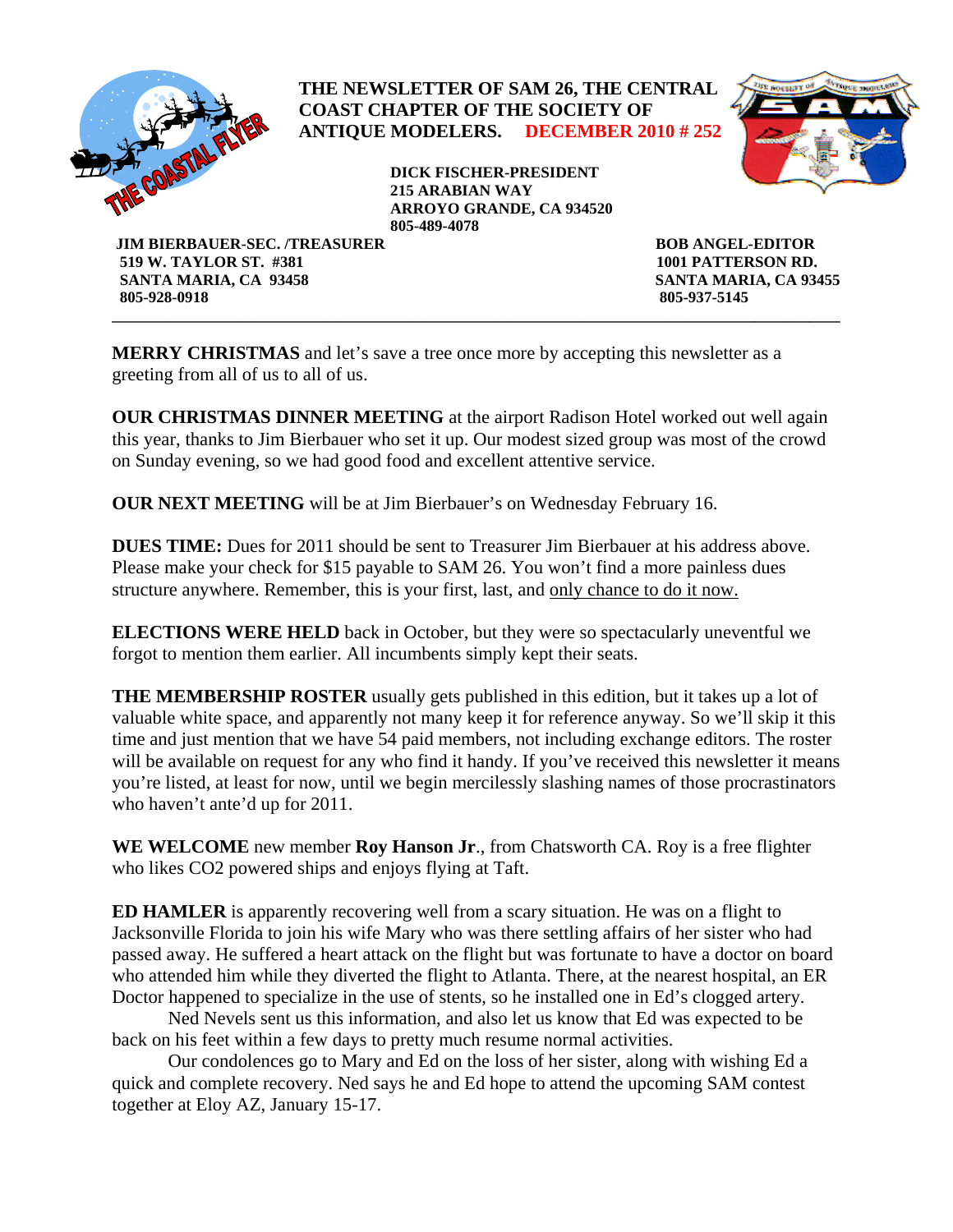**THE NEWSLETTER OF SAM 26, THE CENTRAL COAST CHAPTER OF THE SOCIETY OF ANTIQUE MODELERS. DECEMBER 2010 # 252**

**DICK FISCHER-PRESIDENT**
**215 ARABIAN WAY**
**ARROYO GRANDE, CA 934520**
**805-489-4078**

**JIM BIERBAUER-SEC. /TREASURER**
**519 W. TAYLOR ST. #381**
**SANTA MARIA, CA 93458**
**805-928-0918**

**BOB ANGEL-EDITOR**
**1001 PATTERSON RD.**
**SANTA MARIA, CA 93455**
**805-937-5145**

---

**MERRY CHRISTMAS** and let's save a tree once more by accepting this newsletter as a greeting from all of us to all of us.

**OUR CHRISTMAS DINNER MEETING** at the airport Radison Hotel worked out well again this year, thanks to Jim Bierbauer who set it up. Our modest sized group was most of the crowd on Sunday evening, so we had good food and excellent attentive service.

**OUR NEXT MEETING** will be at Jim Bierbauer's on Wednesday February 16.

**DUES TIME:** Dues for 2011 should be sent to Treasurer Jim Bierbauer at his address above. Please make your check for $15 payable to SAM 26. You won't find a more painless dues structure anywhere. Remember, this is your first, last, and <u>only chance to do it now.</u>

**ELECTIONS WERE HELD** back in October, but they were so spectacularly uneventful we forgot to mention them earlier. All incumbents simply kept their seats.

**THE MEMBERSHIP ROSTER** usually gets published in this edition, but it takes up a lot of valuable white space, and apparently not many keep it for reference anyway. So we'll skip it this time and just mention that we have 54 paid members, not including exchange editors. The roster will be available on request for any who find it handy. If you've received this newsletter it means you're listed, at least for now, until we begin mercilessly slashing names of those procrastinators who haven't ante'd up for 2011.

**WE WELCOME** new member **Roy Hanson Jr**., from Chatsworth CA. Roy is a free flighter who likes CO2 powered ships and enjoys flying at Taft.

**ED HAMLER** is apparently recovering well from a scary situation. He was on a flight to Jacksonville Florida to join his wife Mary who was there settling affairs of her sister who had passed away. He suffered a heart attack on the flight but was fortunate to have a doctor on board who attended him while they diverted the flight to Atlanta. There, at the nearest hospital, an ER Doctor happened to specialize in the use of stents, so he installed one in Ed's clogged artery.

Ned Nevels sent us this information, and also let us know that Ed was expected to be back on his feet within a few days to pretty much resume normal activities.

Our condolences go to Mary and Ed on the loss of her sister, along with wishing Ed a quick and complete recovery. Ned says he and Ed hope to attend the upcoming SAM contest together at Eloy AZ, January 15-17.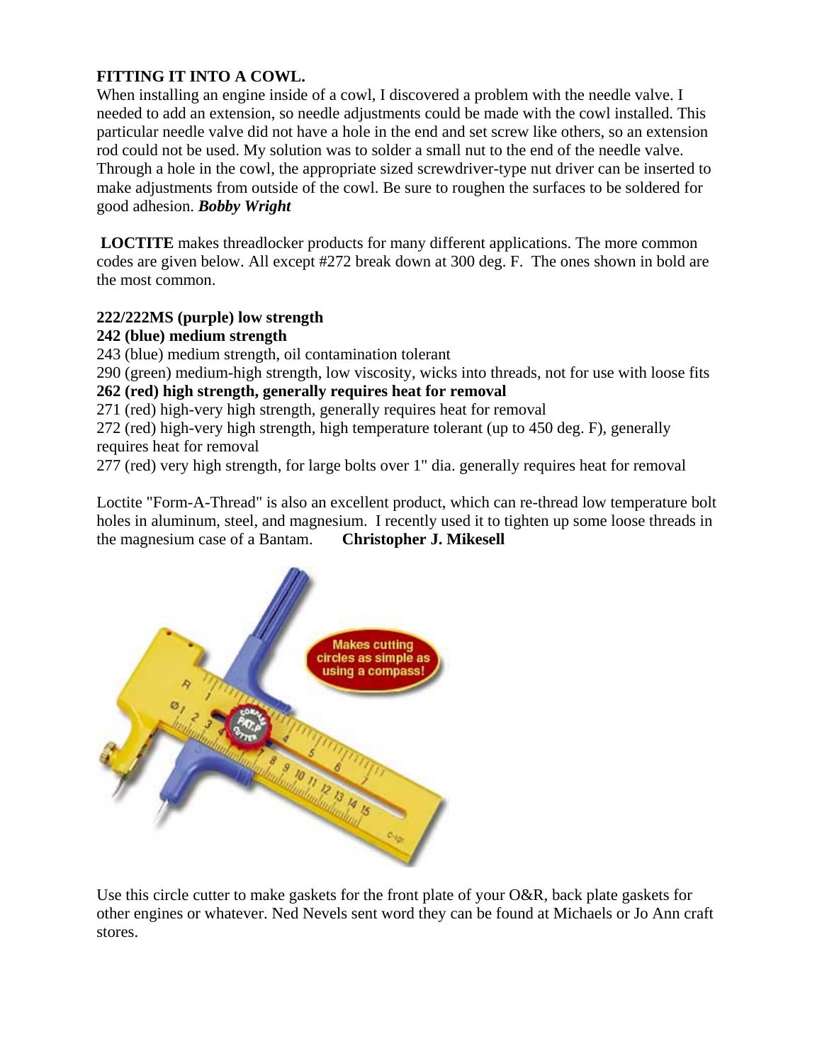**FITTING IT INTO A COWL.**

When installing an engine inside of a cowl, I discovered a problem with the needle valve. I needed to add an extension, so needle adjustments could be made with the cowl installed. This particular needle valve did not have a hole in the end and set screw like others, so an extension rod could not be used. My solution was to solder a small nut to the end of the needle valve. Through a hole in the cowl, the appropriate sized screwdriver-type nut driver can be inserted to make adjustments from outside of the cowl. Be sure to roughen the surfaces to be soldered for good adhesion. ***Bobby Wright***

**LOCTITE** makes threadlocker products for many different applications. The more common codes are given below. All except #272 break down at 300 deg. F. The ones shown in bold are the most common.

**222/222MS (purple) low strength**
**242 (blue) medium strength**
243 (blue) medium strength, oil contamination tolerant
290 (green) medium-high strength, low viscosity, wicks into threads, not for use with loose fits
**262 (red) high strength, generally requires heat for removal**
271 (red) high-very high strength, generally requires heat for removal
272 (red) high-very high strength, high temperature tolerant (up to 450 deg. F), generally requires heat for removal
277 (red) very high strength, for large bolts over 1" dia. generally requires heat for removal

Loctite "Form-A-Thread" is also an excellent product, which can re-thread low temperature bolt holes in aluminum, steel, and magnesium. I recently used it to tighten up some loose threads in the magnesium case of a Bantam. **Christopher J. Mikesell**

Use this circle cutter to make gaskets for the front plate of your O&R, back plate gaskets for other engines or whatever. Ned Nevels sent word they can be found at Michaels or Jo Ann craft stores.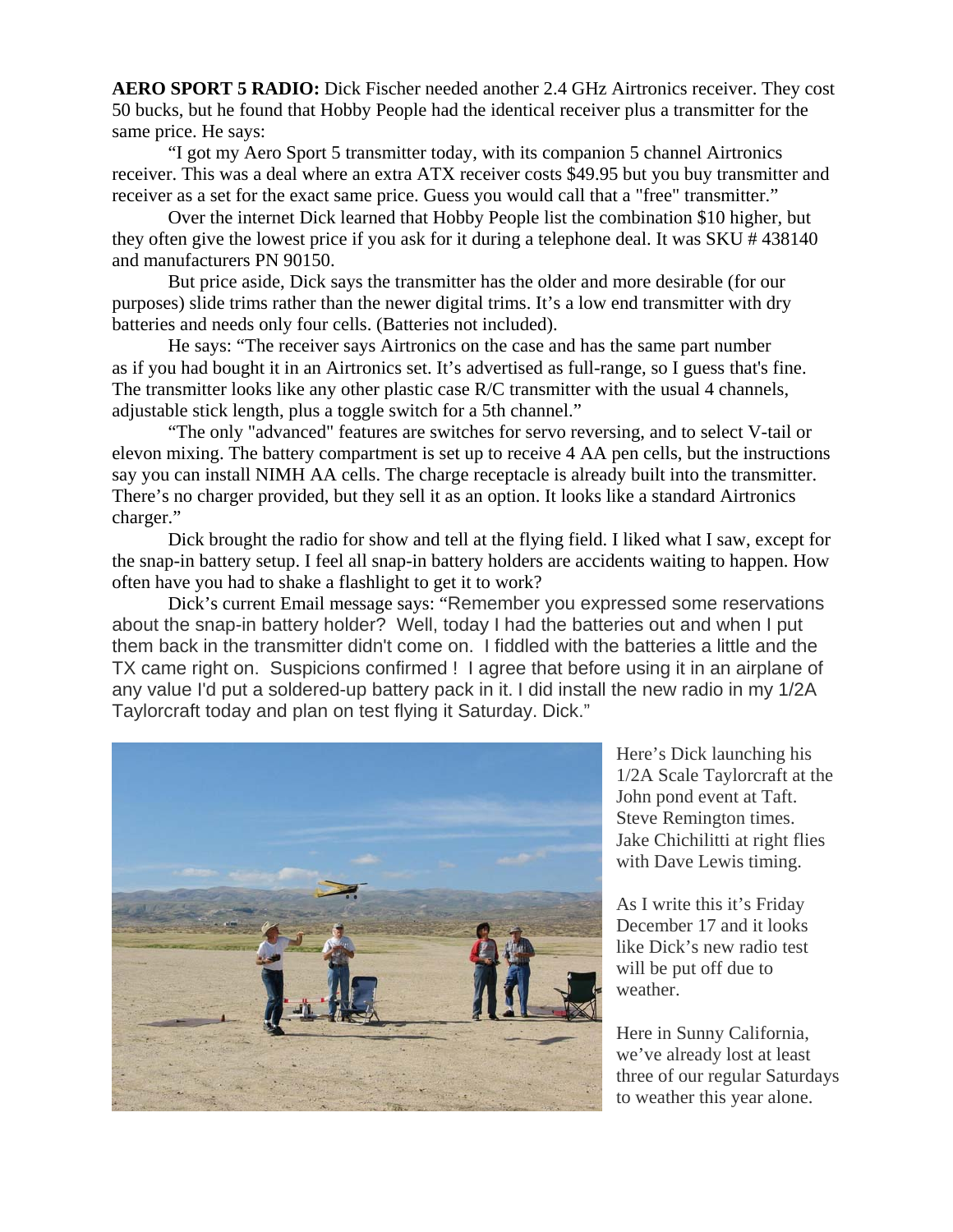**AERO SPORT 5 RADIO:** Dick Fischer needed another 2.4 GHz Airtronics receiver. They cost 50 bucks, but he found that Hobby People had the identical receiver plus a transmitter for the same price. He says:

"I got my Aero Sport 5 transmitter today, with its companion 5 channel Airtronics receiver. This was a deal where an extra ATX receiver costs $49.95 but you buy transmitter and receiver as a set for the exact same price. Guess you would call that a "free" transmitter."

Over the internet Dick learned that Hobby People list the combination $10 higher, but they often give the lowest price if you ask for it during a telephone deal. It was SKU # 438140 and manufacturers PN 90150.

But price aside, Dick says the transmitter has the older and more desirable (for our purposes) slide trims rather than the newer digital trims. It's a low end transmitter with dry batteries and needs only four cells. (Batteries not included).

He says: "The receiver says Airtronics on the case and has the same part number as if you had bought it in an Airtronics set. It's advertised as full-range, so I guess that's fine. The transmitter looks like any other plastic case R/C transmitter with the usual 4 channels, adjustable stick length, plus a toggle switch for a 5th channel."

"The only "advanced" features are switches for servo reversing, and to select V-tail or elevon mixing. The battery compartment is set up to receive 4 AA pen cells, but the instructions say you can install NIMH AA cells. The charge receptacle is already built into the transmitter. There's no charger provided, but they sell it as an option. It looks like a standard Airtronics charger."

Dick brought the radio for show and tell at the flying field. I liked what I saw, except for the snap-in battery setup. I feel all snap-in battery holders are accidents waiting to happen. How often have you had to shake a flashlight to get it to work?

Dick's current Email message says: "Remember you expressed some reservations about the snap-in battery holder? Well, today I had the batteries out and when I put them back in the transmitter didn't come on. I fiddled with the batteries a little and the TX came right on. Suspicions confirmed ! I agree that before using it in an airplane of any value I'd put a soldered-up battery pack in it. I did install the new radio in my 1/2A Taylorcraft today and plan on test flying it Saturday. Dick."

Here's Dick launching his 1/2A Scale Taylorcraft at the John pond event at Taft. Steve Remington times. Jake Chichilitti at right flies with Dave Lewis timing.

As I write this it's Friday December 17 and it looks like Dick's new radio test will be put off due to weather.

Here in Sunny California, we've already lost at least three of our regular Saturdays to weather this year alone.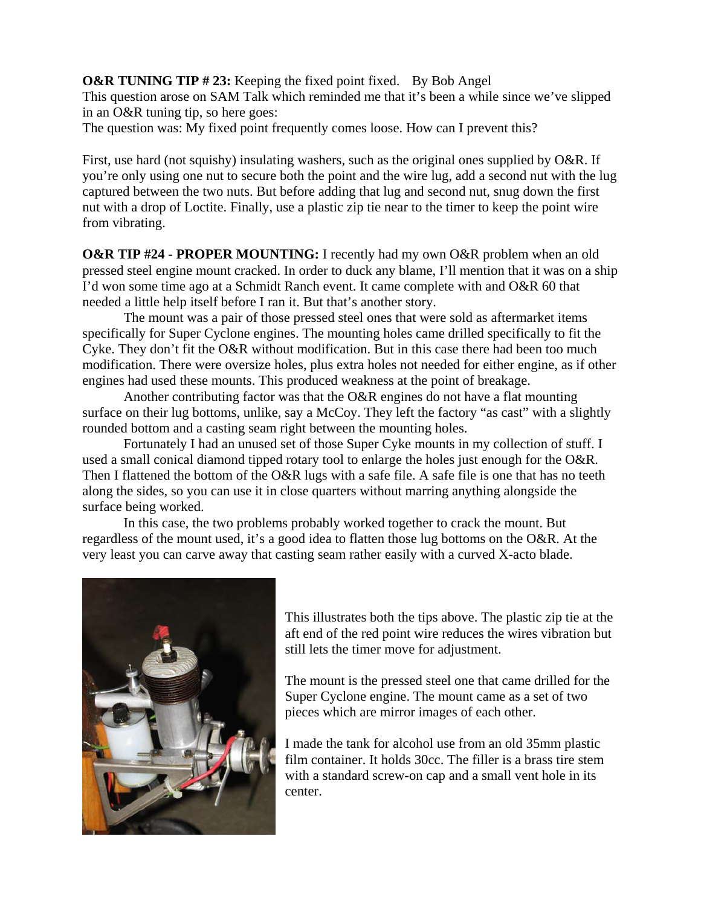**O&R TUNING TIP # 23:** Keeping the fixed point fixed. By Bob Angel

This question arose on SAM Talk which reminded me that it's been a while since we've slipped in an O&R tuning tip, so here goes:

The question was: My fixed point frequently comes loose. How can I prevent this?

First, use hard (not squishy) insulating washers, such as the original ones supplied by O&R. If you're only using one nut to secure both the point and the wire lug, add a second nut with the lug captured between the two nuts. But before adding that lug and second nut, snug down the first nut with a drop of Loctite. Finally, use a plastic zip tie near to the timer to keep the point wire from vibrating.

**O&R TIP #24 - PROPER MOUNTING:** I recently had my own O&R problem when an old pressed steel engine mount cracked. In order to duck any blame, I'll mention that it was on a ship I'd won some time ago at a Schmidt Ranch event. It came complete with and O&R 60 that needed a little help itself before I ran it. But that's another story.

The mount was a pair of those pressed steel ones that were sold as aftermarket items specifically for Super Cyclone engines. The mounting holes came drilled specifically to fit the Cyke. They don't fit the O&R without modification. But in this case there had been too much modification. There were oversize holes, plus extra holes not needed for either engine, as if other engines had used these mounts. This produced weakness at the point of breakage.

Another contributing factor was that the O&R engines do not have a flat mounting surface on their lug bottoms, unlike, say a McCoy. They left the factory "as cast" with a slightly rounded bottom and a casting seam right between the mounting holes.

Fortunately I had an unused set of those Super Cyke mounts in my collection of stuff. I used a small conical diamond tipped rotary tool to enlarge the holes just enough for the O&R. Then I flattened the bottom of the O&R lugs with a safe file. A safe file is one that has no teeth along the sides, so you can use it in close quarters without marring anything alongside the surface being worked.

In this case, the two problems probably worked together to crack the mount. But regardless of the mount used, it's a good idea to flatten those lug bottoms on the O&R. At the very least you can carve away that casting seam rather easily with a curved X-acto blade.

This illustrates both the tips above. The plastic zip tie at the aft end of the red point wire reduces the wires vibration but still lets the timer move for adjustment.

The mount is the pressed steel one that came drilled for the Super Cyclone engine. The mount came as a set of two pieces which are mirror images of each other.

I made the tank for alcohol use from an old 35mm plastic film container. It holds 30cc. The filler is a brass tire stem with a standard screw-on cap and a small vent hole in its center.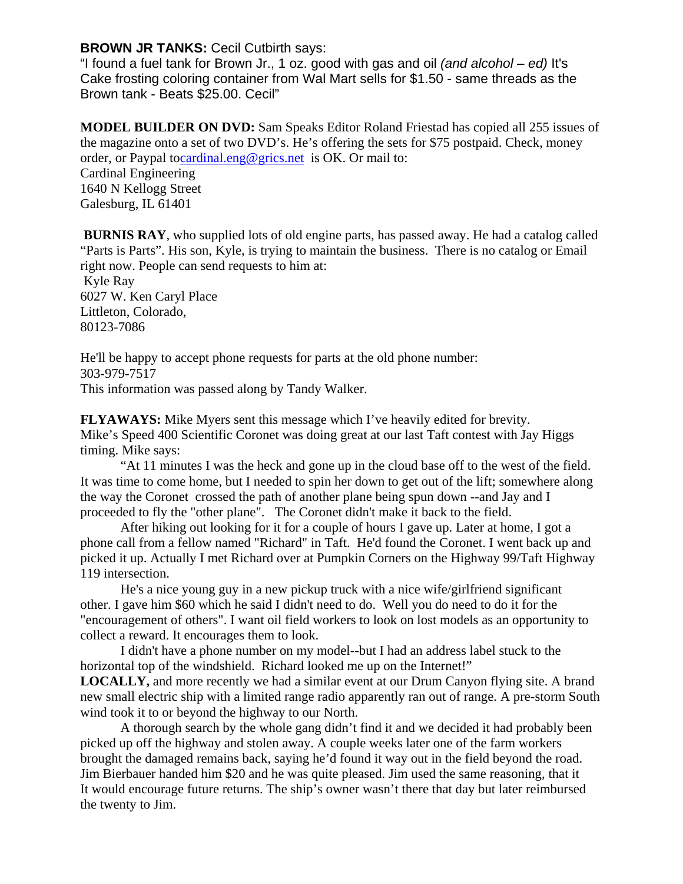**BROWN JR TANKS:** Cecil Cutbirth says:
"I found a fuel tank for Brown Jr., 1 oz. good with gas and oil *(and alcohol – ed)* It's Cake frosting coloring container from Wal Mart sells for $1.50 - same threads as the Brown tank - Beats $25.00. Cecil"

**MODEL BUILDER ON DVD:** Sam Speaks Editor Roland Friestad has copied all 255 issues of the magazine onto a set of two DVD's. He's offering the sets for $75 postpaid. Check, money order, or Paypal tocardinal.eng@grics.net is OK. Or mail to:
Cardinal Engineering
1640 N Kellogg Street
Galesburg, IL 61401

**BURNIS RAY**, who supplied lots of old engine parts, has passed away. He had a catalog called "Parts is Parts". His son, Kyle, is trying to maintain the business. There is no catalog or Email right now. People can send requests to him at:
Kyle Ray
6027 W. Ken Caryl Place
Littleton, Colorado,
80123-7086

He'll be happy to accept phone requests for parts at the old phone number:
303-979-7517
This information was passed along by Tandy Walker.

**FLYAWAYS:** Mike Myers sent this message which I've heavily edited for brevity.
Mike's Speed 400 Scientific Coronet was doing great at our last Taft contest with Jay Higgs timing. Mike says:

"At 11 minutes I was the heck and gone up in the cloud base off to the west of the field. It was time to come home, but I needed to spin her down to get out of the lift; somewhere along the way the Coronet crossed the path of another plane being spun down --and Jay and I proceeded to fly the "other plane". The Coronet didn't make it back to the field.

After hiking out looking for it for a couple of hours I gave up. Later at home, I got a phone call from a fellow named "Richard" in Taft. He'd found the Coronet. I went back up and picked it up. Actually I met Richard over at Pumpkin Corners on the Highway 99/Taft Highway 119 intersection.

He's a nice young guy in a new pickup truck with a nice wife/girlfriend significant other. I gave him $60 which he said I didn't need to do. Well you do need to do it for the "encouragement of others". I want oil field workers to look on lost models as an opportunity to collect a reward. It encourages them to look.

I didn't have a phone number on my model--but I had an address label stuck to the horizontal top of the windshield. Richard looked me up on the Internet!"

**LOCALLY,** and more recently we had a similar event at our Drum Canyon flying site. A brand new small electric ship with a limited range radio apparently ran out of range. A pre-storm South wind took it to or beyond the highway to our North.

A thorough search by the whole gang didn't find it and we decided it had probably been picked up off the highway and stolen away. A couple weeks later one of the farm workers brought the damaged remains back, saying he'd found it way out in the field beyond the road. Jim Bierbauer handed him $20 and he was quite pleased. Jim used the same reasoning, that it It would encourage future returns. The ship's owner wasn't there that day but later reimbursed the twenty to Jim.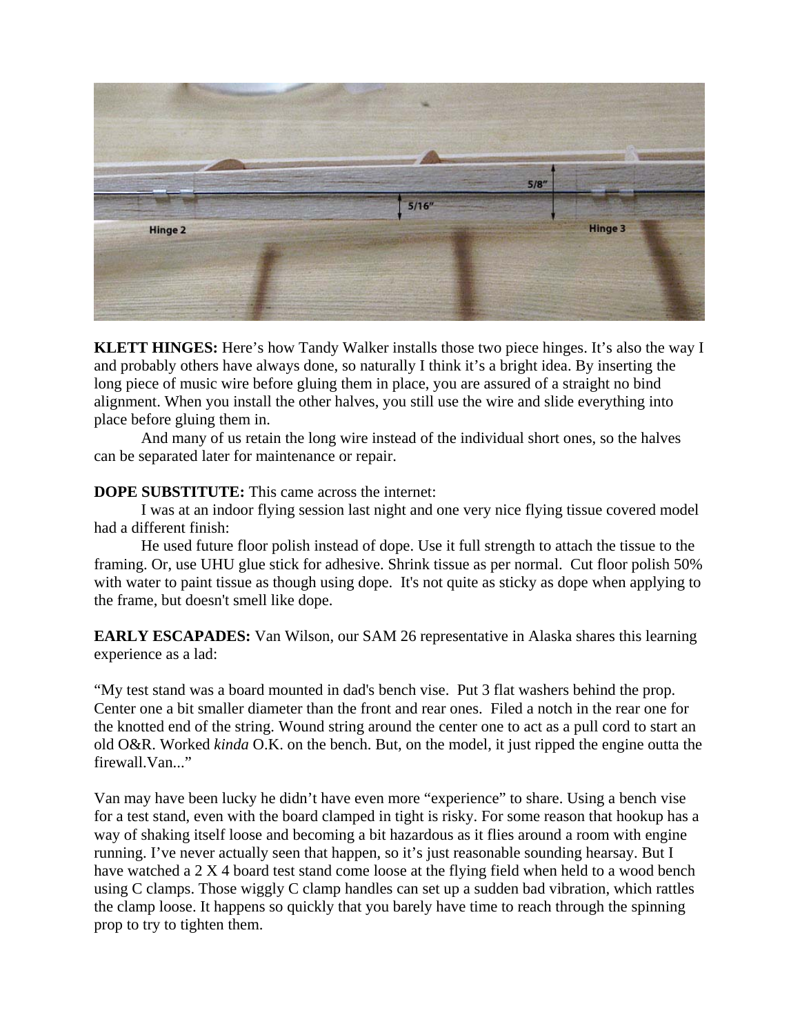**KLETT HINGES:** Here's how Tandy Walker installs those two piece hinges. It's also the way I and probably others have always done, so naturally I think it's a bright idea. By inserting the long piece of music wire before gluing them in place, you are assured of a straight no bind alignment. When you install the other halves, you still use the wire and slide everything into place before gluing them in.

And many of us retain the long wire instead of the individual short ones, so the halves can be separated later for maintenance or repair.

**DOPE SUBSTITUTE:** This came across the internet:

I was at an indoor flying session last night and one very nice flying tissue covered model had a different finish:

He used future floor polish instead of dope. Use it full strength to attach the tissue to the framing. Or, use UHU glue stick for adhesive. Shrink tissue as per normal. Cut floor polish 50% with water to paint tissue as though using dope. It's not quite as sticky as dope when applying to the frame, but doesn't smell like dope.

**EARLY ESCAPADES:** Van Wilson, our SAM 26 representative in Alaska shares this learning experience as a lad:

"My test stand was a board mounted in dad's bench vise. Put 3 flat washers behind the prop. Center one a bit smaller diameter than the front and rear ones. Filed a notch in the rear one for the knotted end of the string. Wound string around the center one to act as a pull cord to start an old O&R. Worked *kinda* O.K. on the bench. But, on the model, it just ripped the engine outta the firewall.Van..."

Van may have been lucky he didn't have even more "experience" to share. Using a bench vise for a test stand, even with the board clamped in tight is risky. For some reason that hookup has a way of shaking itself loose and becoming a bit hazardous as it flies around a room with engine running. I've never actually seen that happen, so it's just reasonable sounding hearsay. But I have watched a 2 X 4 board test stand come loose at the flying field when held to a wood bench using C clamps. Those wiggly C clamp handles can set up a sudden bad vibration, which rattles the clamp loose. It happens so quickly that you barely have time to reach through the spinning prop to try to tighten them.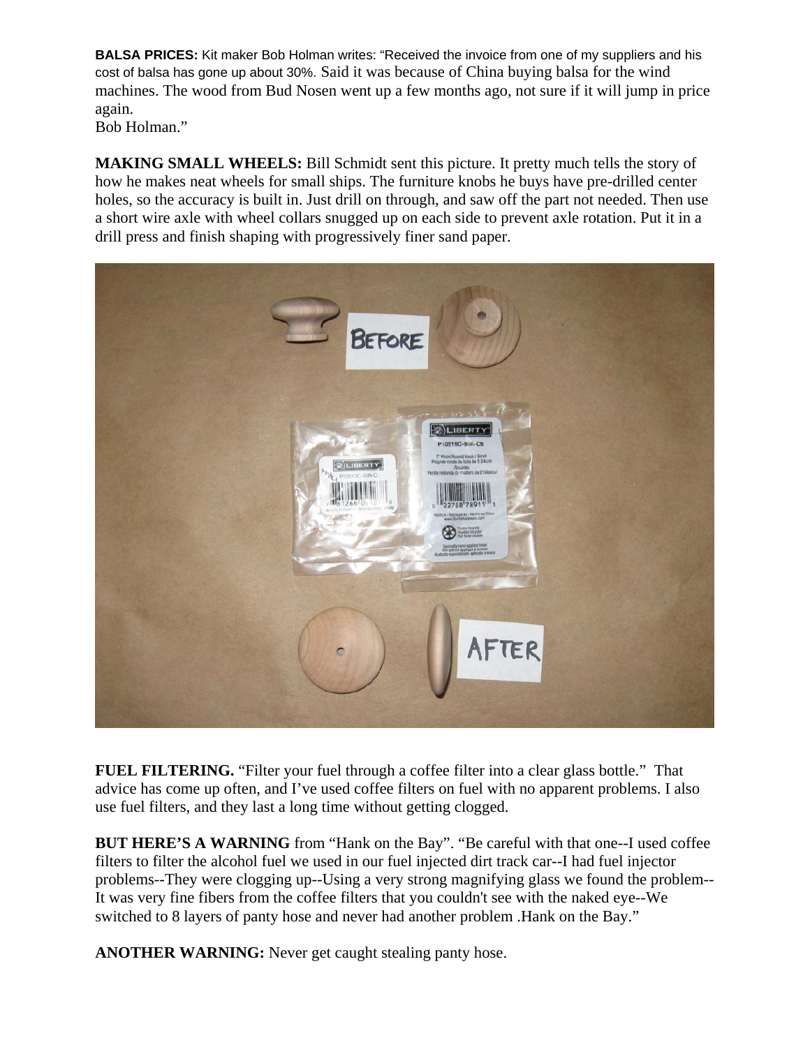**BALSA PRICES:** Kit maker Bob Holman writes: "Received the invoice from one of my suppliers and his cost of balsa has gone up about 30%. Said it was because of China buying balsa for the wind machines. The wood from Bud Nosen went up a few months ago, not sure if it will jump in price again.
Bob Holman."

**MAKING SMALL WHEELS:** Bill Schmidt sent this picture. It pretty much tells the story of how he makes neat wheels for small ships. The furniture knobs he buys have pre-drilled center holes, so the accuracy is built in. Just drill on through, and saw off the part not needed. Then use a short wire axle with wheel collars snugged up on each side to prevent axle rotation. Put it in a drill press and finish shaping with progressively finer sand paper.

**FUEL FILTERING.** "Filter your fuel through a coffee filter into a clear glass bottle." That advice has come up often, and I've used coffee filters on fuel with no apparent problems. I also use fuel filters, and they last a long time without getting clogged.

**BUT HERE'S A WARNING** from "Hank on the Bay". "Be careful with that one--I used coffee filters to filter the alcohol fuel we used in our fuel injected dirt track car--I had fuel injector problems--They were clogging up--Using a very strong magnifying glass we found the problem--It was very fine fibers from the coffee filters that you couldn't see with the naked eye--We switched to 8 layers of panty hose and never had another problem .Hank on the Bay."

**ANOTHER WARNING:** Never get caught stealing panty hose.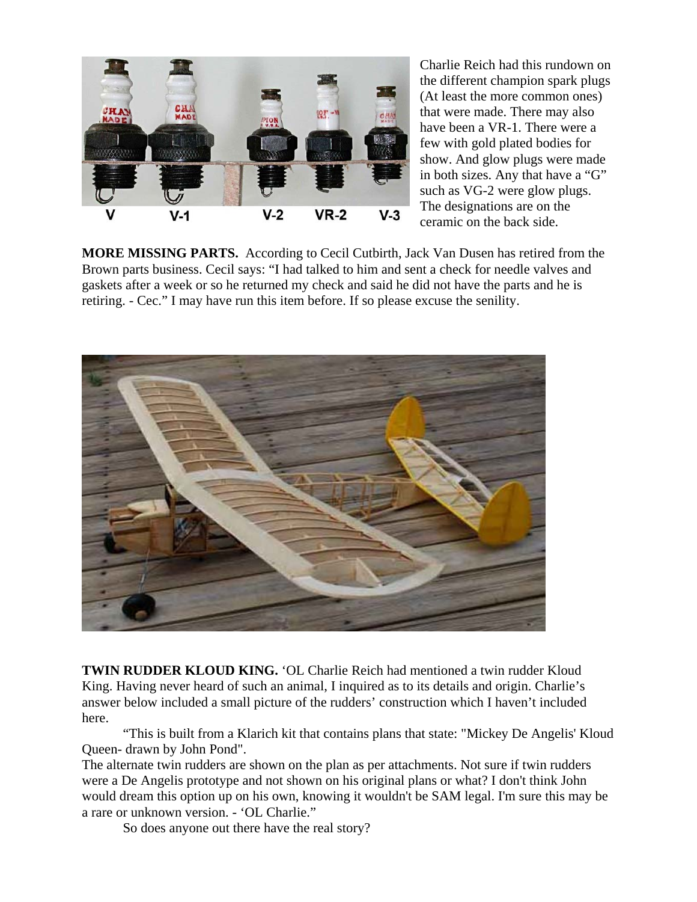Charlie Reich had this rundown on the different champion spark plugs (At least the more common ones) that were made. There may also have been a VR-1. There were a few with gold plated bodies for show. And glow plugs were made in both sizes. Any that have a "G" such as VG-2 were glow plugs. The designations are on the ceramic on the back side.

**MORE MISSING PARTS.** According to Cecil Cutbirth, Jack Van Dusen has retired from the Brown parts business. Cecil says: "I had talked to him and sent a check for needle valves and gaskets after a week or so he returned my check and said he did not have the parts and he is retiring. - Cec." I may have run this item before. If so please excuse the senility.

**TWIN RUDDER KLOUD KING.** 'OL Charlie Reich had mentioned a twin rudder Kloud King. Having never heard of such an animal, I inquired as to its details and origin. Charlie's answer below included a small picture of the rudders' construction which I haven't included here.

"This is built from a Klarich kit that contains plans that state: "Mickey De Angelis' Kloud Queen- drawn by John Pond".
The alternate twin rudders are shown on the plan as per attachments. Not sure if twin rudders were a De Angelis prototype and not shown on his original plans or what? I don't think John would dream this option up on his own, knowing it wouldn't be SAM legal. I'm sure this may be a rare or unknown version. - 'OL Charlie."

So does anyone out there have the real story?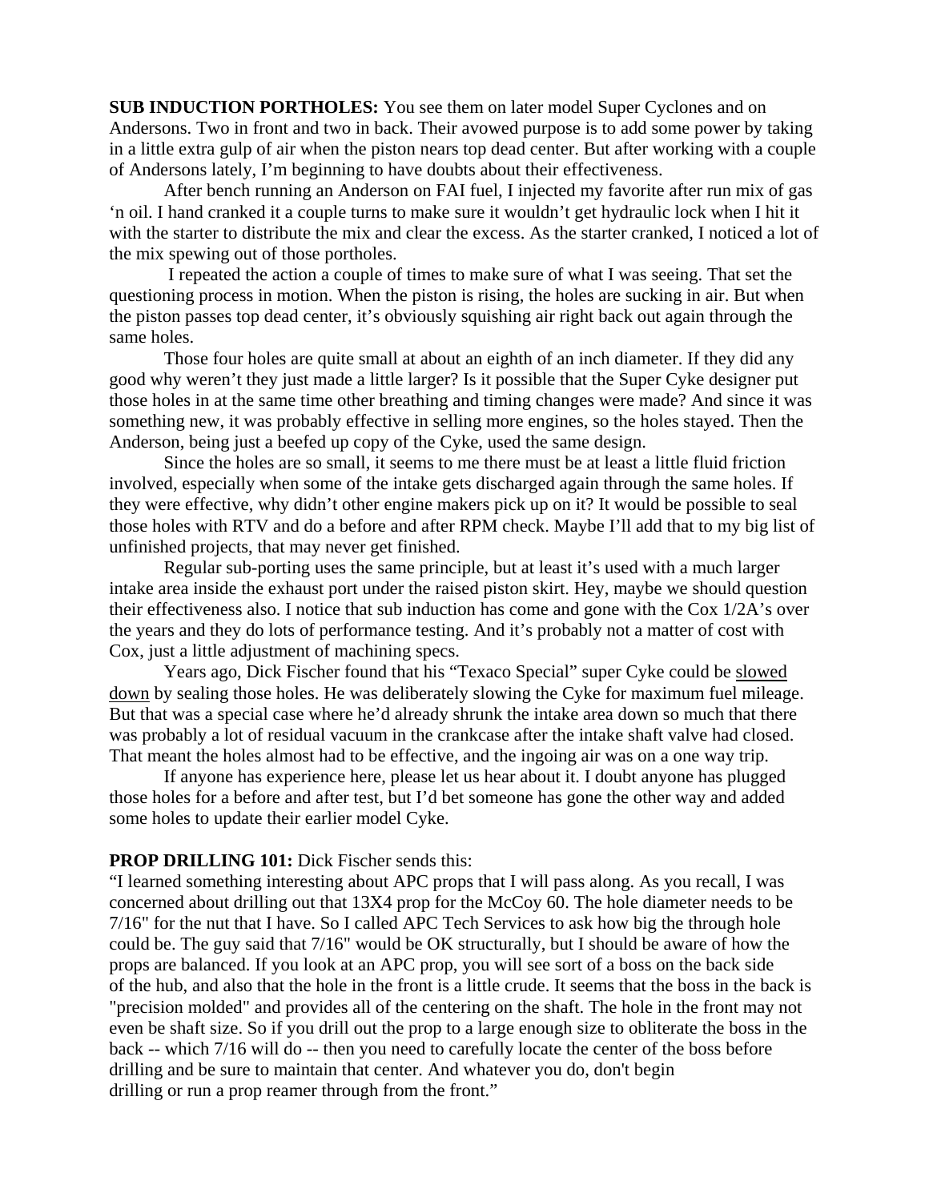**SUB INDUCTION PORTHOLES:** You see them on later model Super Cyclones and on Andersons. Two in front and two in back. Their avowed purpose is to add some power by taking in a little extra gulp of air when the piston nears top dead center. But after working with a couple of Andersons lately, I'm beginning to have doubts about their effectiveness.

After bench running an Anderson on FAI fuel, I injected my favorite after run mix of gas 'n oil. I hand cranked it a couple turns to make sure it wouldn't get hydraulic lock when I hit it with the starter to distribute the mix and clear the excess. As the starter cranked, I noticed a lot of the mix spewing out of those portholes.

I repeated the action a couple of times to make sure of what I was seeing. That set the questioning process in motion. When the piston is rising, the holes are sucking in air. But when the piston passes top dead center, it's obviously squishing air right back out again through the same holes.

Those four holes are quite small at about an eighth of an inch diameter. If they did any good why weren't they just made a little larger? Is it possible that the Super Cyke designer put those holes in at the same time other breathing and timing changes were made? And since it was something new, it was probably effective in selling more engines, so the holes stayed. Then the Anderson, being just a beefed up copy of the Cyke, used the same design.

Since the holes are so small, it seems to me there must be at least a little fluid friction involved, especially when some of the intake gets discharged again through the same holes. If they were effective, why didn't other engine makers pick up on it? It would be possible to seal those holes with RTV and do a before and after RPM check. Maybe I'll add that to my big list of unfinished projects, that may never get finished.

Regular sub-porting uses the same principle, but at least it's used with a much larger intake area inside the exhaust port under the raised piston skirt. Hey, maybe we should question their effectiveness also. I notice that sub induction has come and gone with the Cox 1/2A's over the years and they do lots of performance testing. And it's probably not a matter of cost with Cox, just a little adjustment of machining specs.

Years ago, Dick Fischer found that his "Texaco Special" super Cyke could be slowed down by sealing those holes. He was deliberately slowing the Cyke for maximum fuel mileage. But that was a special case where he'd already shrunk the intake area down so much that there was probably a lot of residual vacuum in the crankcase after the intake shaft valve had closed. That meant the holes almost had to be effective, and the ingoing air was on a one way trip.

If anyone has experience here, please let us hear about it. I doubt anyone has plugged those holes for a before and after test, but I'd bet someone has gone the other way and added some holes to update their earlier model Cyke.

**PROP DRILLING 101:** Dick Fischer sends this:

"I learned something interesting about APC props that I will pass along. As you recall, I was concerned about drilling out that 13X4 prop for the McCoy 60. The hole diameter needs to be 7/16" for the nut that I have. So I called APC Tech Services to ask how big the through hole could be. The guy said that 7/16" would be OK structurally, but I should be aware of how the props are balanced. If you look at an APC prop, you will see sort of a boss on the back side of the hub, and also that the hole in the front is a little crude. It seems that the boss in the back is "precision molded" and provides all of the centering on the shaft. The hole in the front may not even be shaft size. So if you drill out the prop to a large enough size to obliterate the boss in the back -- which 7/16 will do -- then you need to carefully locate the center of the boss before drilling and be sure to maintain that center. And whatever you do, don't begin drilling or run a prop reamer through from the front."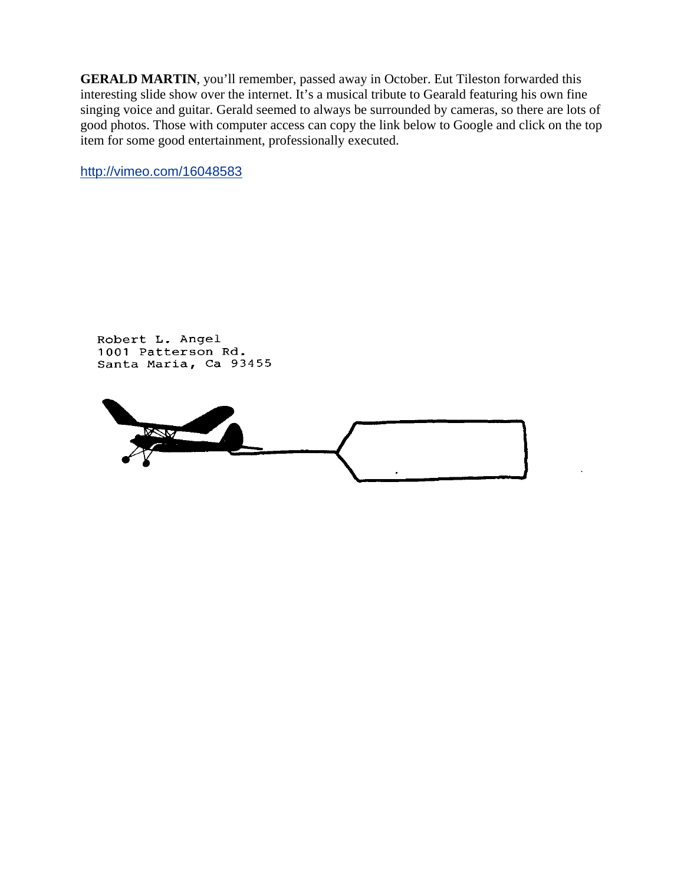**GERALD MARTIN**, you'll remember, passed away in October. Eut Tileston forwarded this interesting slide show over the internet. It's a musical tribute to Gearald featuring his own fine singing voice and guitar. Gerald seemed to always be surrounded by cameras, so there are lots of good photos. Those with computer access can copy the link below to Google and click on the top item for some good entertainment, professionally executed.

http://vimeo.com/16048583

Robert L. Angel
1001 Patterson Rd.
Santa Maria, Ca 93455